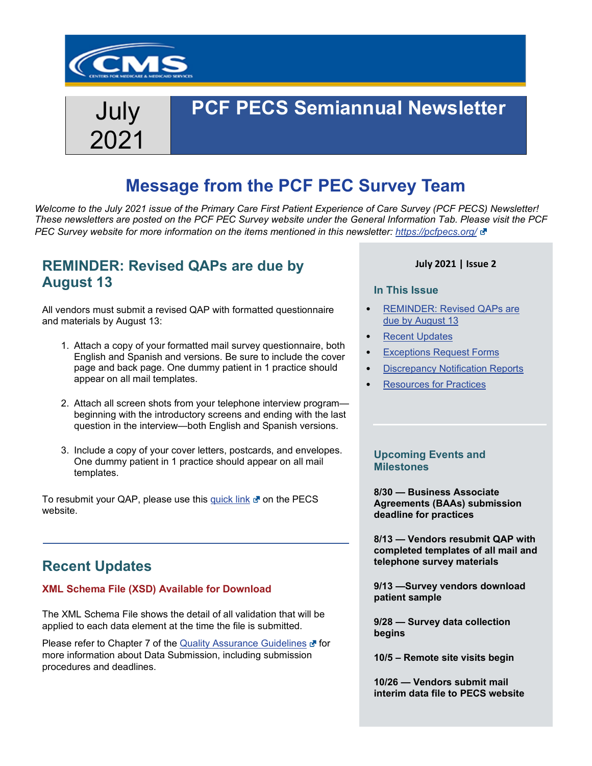# July 2021

# PCF PECS Semiannual Newsletter

## Message from the PCF PEC Survey Team

*Welcome to the July 2021 issue of the Primary Care First Patient Experience of Care Survey (PCF PECS) Newsletter! These newsletters are posted on the PCF PEC Survey website under the General Information Tab. Please visit the PCF PEC Survey website for more information on the items mentioned in this newsletter: https://pcfpecs.org/*

## REMINDER: Revised QAPs are due by August 13

All vendors must submit a revised QAP with formatted questionnaire and materials by August 13:

1. Attach a copy of your formatted mail survey questionnaire, both English and Spanish and versions. Be sure to include the cover page and back page. One dummy patient in 1 practice should appear on all mail templates.
2. Attach all screen shots from your telephone interview program—beginning with the introductory screens and ending with the last question in the interview—both English and Spanish versions.
3. Include a copy of your cover letters, postcards, and envelopes. One dummy patient in 1 practice should appear on all mail templates.

To resubmit your QAP, please use this quick link on the PECS website.

## Recent Updates

### XML Schema File (XSD) Available for Download

The XML Schema File shows the detail of all validation that will be applied to each data element at the time the file is submitted.

Please refer to Chapter 7 of the Quality Assurance Guidelines for more information about Data Submission, including submission procedures and deadlines.

**July 2021 | Issue 2**

### In This Issue

- REMINDER: Revised QAPs are due by August 13
- Recent Updates
- Exceptions Request Forms
- Discrepancy Notification Reports
- Resources for Practices

### Upcoming Events and Milestones

**8/30 — Business Associate Agreements (BAAs) submission deadline for practices**

**8/13 — Vendors resubmit QAP with completed templates of all mail and telephone survey materials**

**9/13 —Survey vendors download patient sample**

**9/28 — Survey data collection begins**

**10/5 – Remote site visits begin**

**10/26 — Vendors submit mail interim data file to PECS website**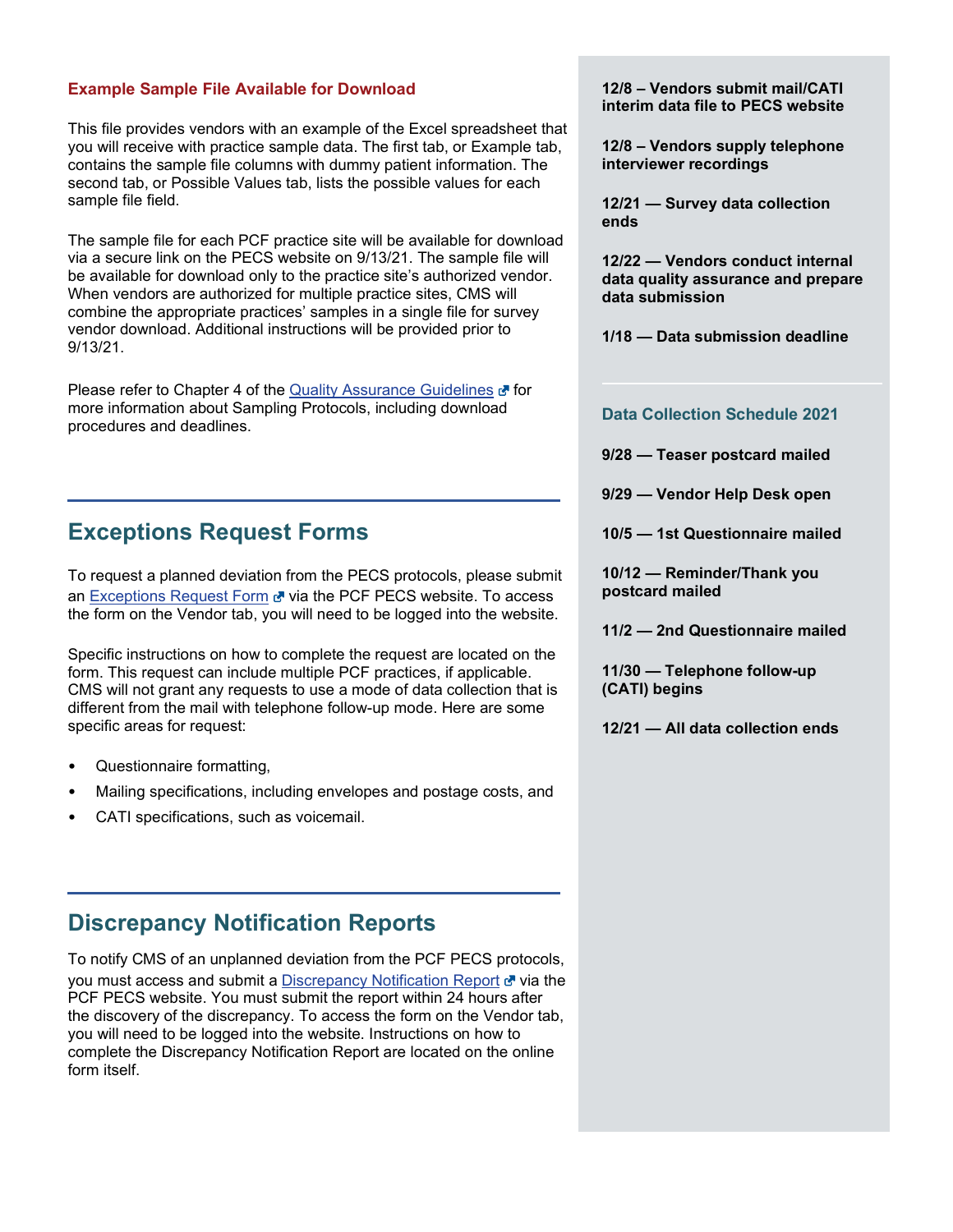### Example Sample File Available for Download

This file provides vendors with an example of the Excel spreadsheet that you will receive with practice sample data. The first tab, or Example tab, contains the sample file columns with dummy patient information. The second tab, or Possible Values tab, lists the possible values for each sample file field.

The sample file for each PCF practice site will be available for download via a secure link on the PECS website on 9/13/21. The sample file will be available for download only to the practice site's authorized vendor. When vendors are authorized for multiple practice sites, CMS will combine the appropriate practices' samples in a single file for survey vendor download. Additional instructions will be provided prior to 9/13/21.

Please refer to Chapter 4 of the Quality Assurance Guidelines for more information about Sampling Protocols, including download procedures and deadlines.

## Exceptions Request Forms

To request a planned deviation from the PECS protocols, please submit an Exceptions Request Form via the PCF PECS website. To access the form on the Vendor tab, you will need to be logged into the website.

Specific instructions on how to complete the request are located on the form. This request can include multiple PCF practices, if applicable. CMS will not grant any requests to use a mode of data collection that is different from the mail with telephone follow-up mode. Here are some specific areas for request:

- Questionnaire formatting,
- Mailing specifications, including envelopes and postage costs, and
- CATI specifications, such as voicemail.

## Discrepancy Notification Reports

To notify CMS of an unplanned deviation from the PCF PECS protocols, you must access and submit a Discrepancy Notification Report via the PCF PECS website. You must submit the report within 24 hours after the discovery of the discrepancy. To access the form on the Vendor tab, you will need to be logged into the website. Instructions on how to complete the Discrepancy Notification Report are located on the online form itself.

**12/8 – Vendors submit mail/CATI interim data file to PECS website**

**12/8 – Vendors supply telephone interviewer recordings**

**12/21 — Survey data collection ends**

**12/22 — Vendors conduct internal data quality assurance and prepare data submission**

**1/18 — Data submission deadline**

### Data Collection Schedule 2021

**9/28 — Teaser postcard mailed**

**9/29 — Vendor Help Desk open**

**10/5 — 1st Questionnaire mailed**

**10/12 — Reminder/Thank you postcard mailed**

**11/2 — 2nd Questionnaire mailed**

**11/30 — Telephone follow-up (CATI) begins**

**12/21 — All data collection ends**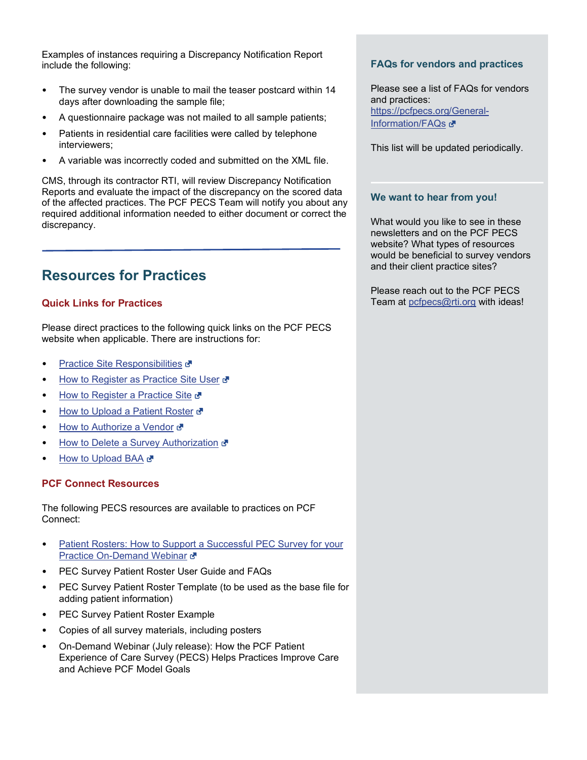Examples of instances requiring a Discrepancy Notification Report include the following:

- The survey vendor is unable to mail the teaser postcard within 14 days after downloading the sample file;
- A questionnaire package was not mailed to all sample patients;
- Patients in residential care facilities were called by telephone interviewers;
- A variable was incorrectly coded and submitted on the XML file.

CMS, through its contractor RTI, will review Discrepancy Notification Reports and evaluate the impact of the discrepancy on the scored data of the affected practices. The PCF PECS Team will notify you about any required additional information needed to either document or correct the discrepancy.

---

## Resources for Practices

### Quick Links for Practices

Please direct practices to the following quick links on the PCF PECS website when applicable. There are instructions for:

- Practice Site Responsibilities
- How to Register as Practice Site User
- How to Register a Practice Site
- How to Upload a Patient Roster
- How to Authorize a Vendor
- How to Delete a Survey Authorization
- How to Upload BAA

### PCF Connect Resources

The following PECS resources are available to practices on PCF Connect:

- Patient Rosters: How to Support a Successful PEC Survey for your Practice On-Demand Webinar
- PEC Survey Patient Roster User Guide and FAQs
- PEC Survey Patient Roster Template (to be used as the base file for adding patient information)
- PEC Survey Patient Roster Example
- Copies of all survey materials, including posters
- On-Demand Webinar (July release): How the PCF Patient Experience of Care Survey (PECS) Helps Practices Improve Care and Achieve PCF Model Goals

### FAQs for vendors and practices

Please see a list of FAQs for vendors and practices: https://pcfpecs.org/General-Information/FAQs

This list will be updated periodically.

---

### We want to hear from you!

What would you like to see in these newsletters and on the PCF PECS website? What types of resources would be beneficial to survey vendors and their client practice sites?

Please reach out to the PCF PECS Team at pcfpecs@rti.org with ideas!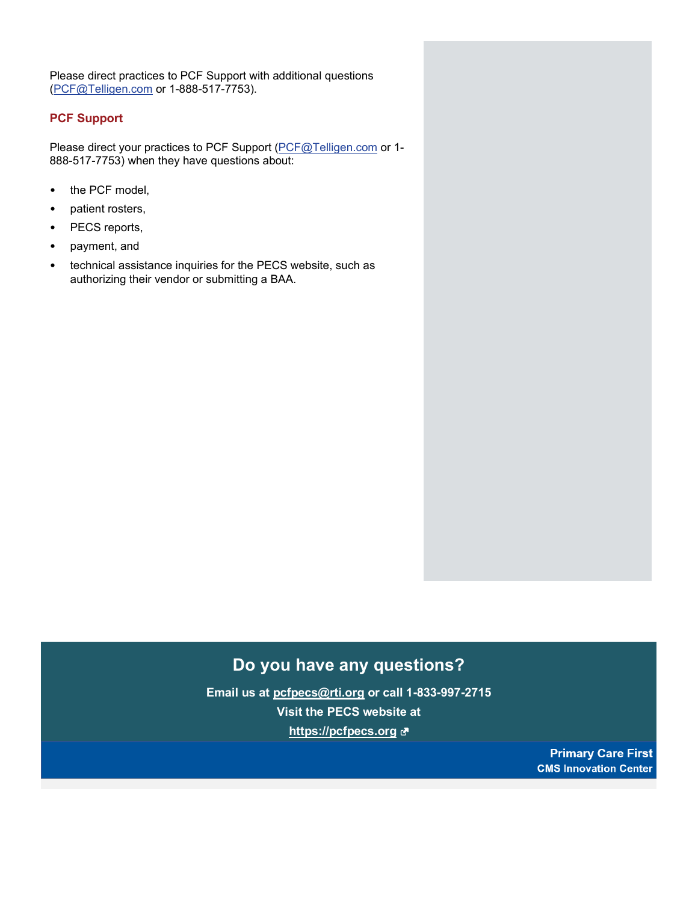Please direct practices to PCF Support with additional questions (PCF@Telligen.com or 1-888-517-7753).

### PCF Support

Please direct your practices to PCF Support (PCF@Telligen.com or 1-888-517-7753) when they have questions about:

- the PCF model,
- patient rosters,
- PECS reports,
- payment, and
- technical assistance inquiries for the PECS website, such as authorizing their vendor or submitting a BAA.

## Do you have any questions?

**Email us at pcfpecs@rti.org or call 1-833-997-2715**

**Visit the PECS website at**

**https://pcfpecs.org**

**Primary Care First**
**CMS Innovation Center**